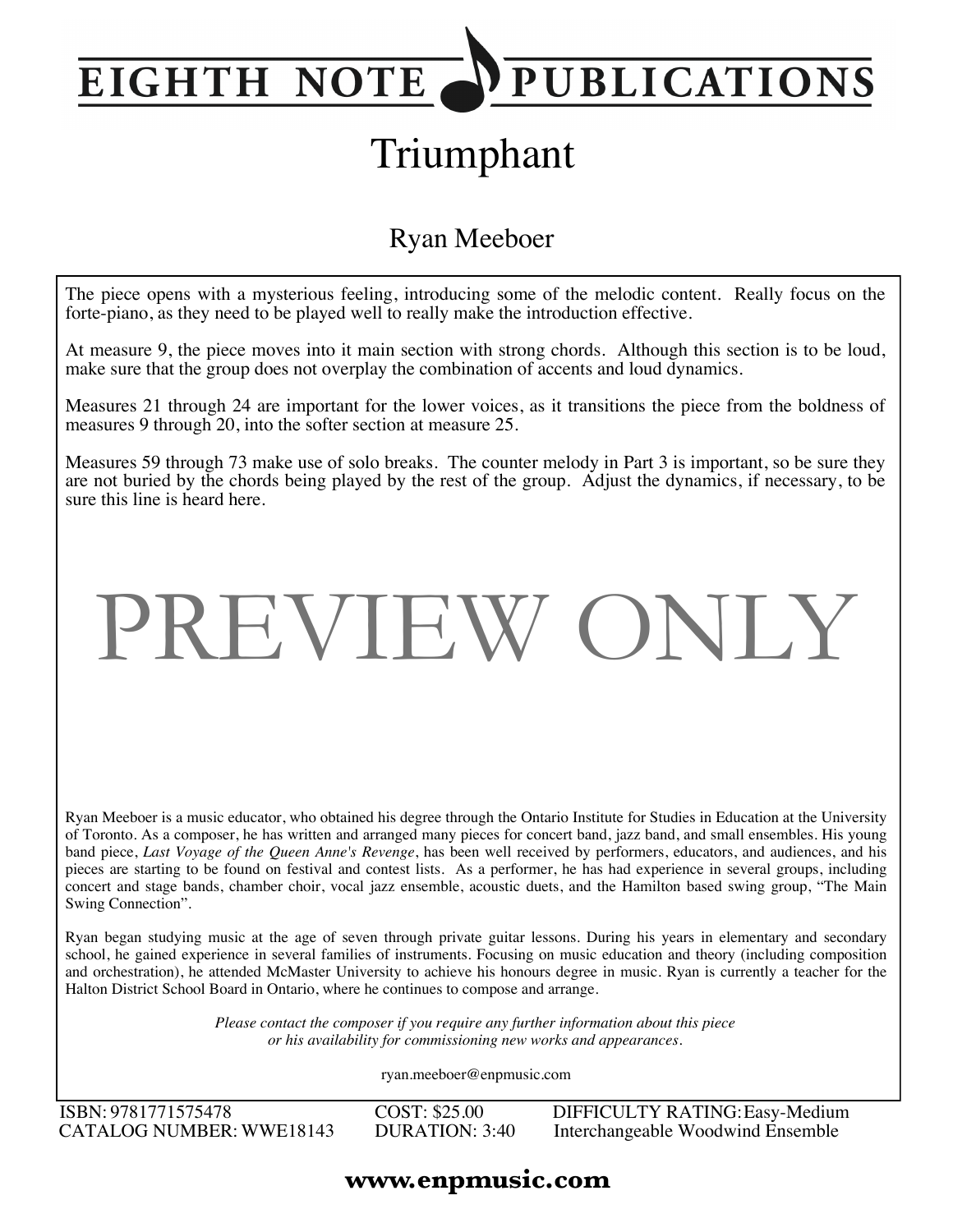# EIGHTH NOTE PUBLICATIONS

# Triumphant

## Ryan Meeboer

The piece opens with a mysterious feeling, introducing some of the melodic content. Really focus on the forte-piano, as they need to be played well to really make the introduction effective.

At measure 9, the piece moves into it main section with strong chords. Although this section is to be loud, make sure that the group does not overplay the combination of accents and loud dynamics.

Measures 21 through 24 are important for the lower voices, as it transitions the piece from the boldness of measures 9 through 20, into the softer section at measure 25.

Measures 59 through 73 make use of solo breaks. The counter melody in Part 3 is important, so be sure they are not buried by the chords being played by the rest of the group. Adjust the dynamics, if necessary, to be sure this line is heard here.

PREVIEW ONLY

Ryan Meeboer is a music educator, who obtained his degree through the Ontario Institute for Studies in Education at the University of Toronto. As a composer, he has written and arranged many pieces for concert band, jazz band, and small ensembles. His young band piece, *Last Voyage of the Queen Anne's Revenge*, has been well received by performers, educators, and audiences, and his pieces are starting to be found on festival and contest lists. As a performer, he has had experience in several groups, including concert and stage bands, chamber choir, vocal jazz ensemble, acoustic duets, and the Hamilton based swing group, "The Main Swing Connection".

Ryan began studying music at the age of seven through private guitar lessons. During his years in elementary and secondary school, he gained experience in several families of instruments. Focusing on music education and theory (including composition and orchestration), he attended McMaster University to achieve his honours degree in music. Ryan is currently a teacher for the Halton District School Board in Ontario, where he continues to compose and arrange.

*Please contact the composer if you require any further information about this piece or his availability for commissioning new works and appearances.*

ryan.meeboer@enpmusic.com

ISBN: 9781771575478 | COST: $25.00 | DIFFICULTY RATING: Easy-Medium
CATALOG NUMBER: WWE18143 | DURATION: 3:40 | Interchangeable Woodwind Ensemble

**www.enpmusic.com**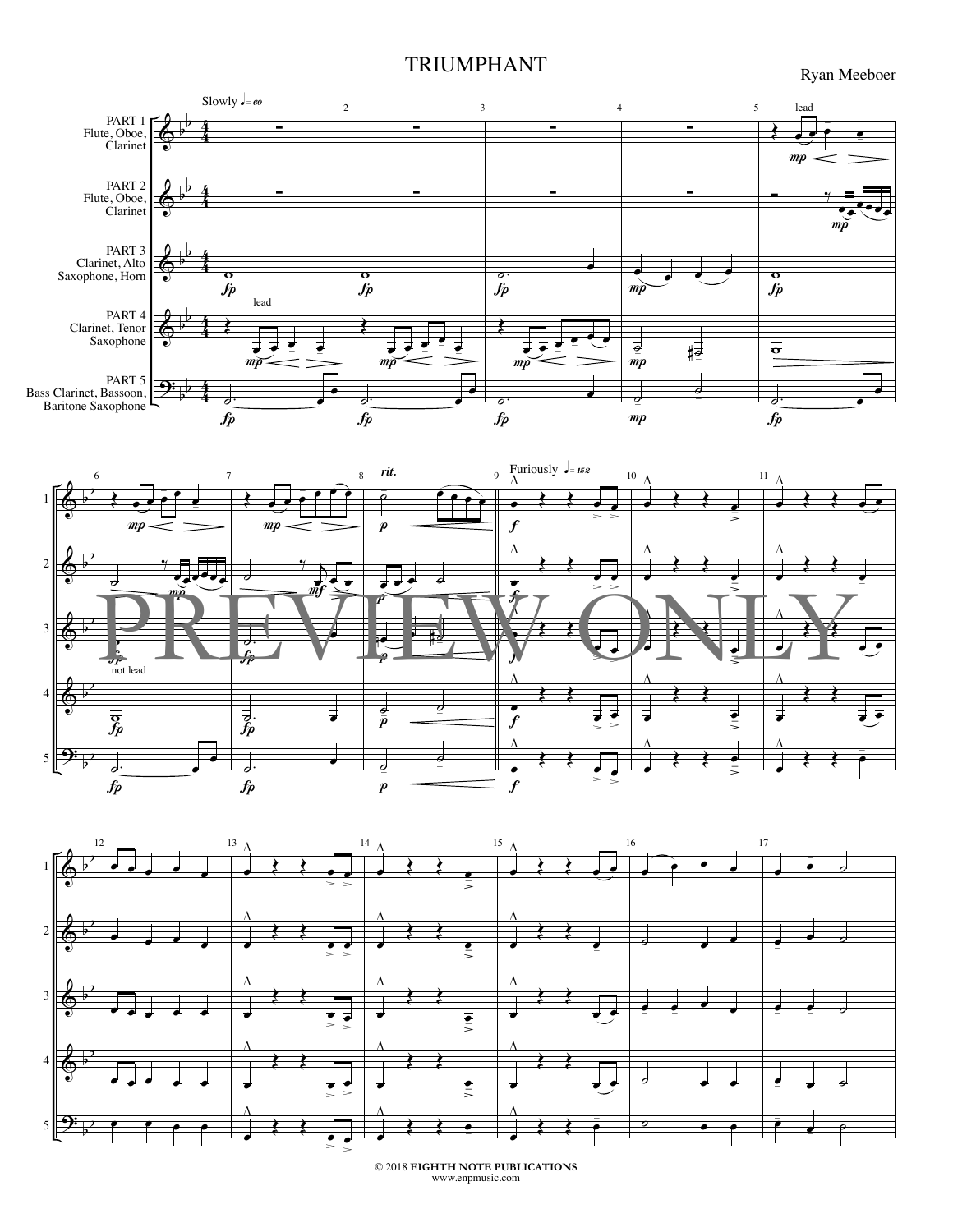# TRIUMPHANT

Ryan Meeboer

Slowly ♩= 60

PART 1 Flute, Oboe, Clarinet

PART 2 Flute, Oboe, Clarinet

PART 3 Clarinet, Alto Saxophone, Horn

PART 4 Clarinet, Tenor Saxophone

PART 5 Bass Clarinet, Bassoon, Baritone Saxophone

rit.

Furiously ♩= 152

PREVIEW ONLY

© 2018 EIGHTH NOTE PUBLICATIONS
www.enpmusic.com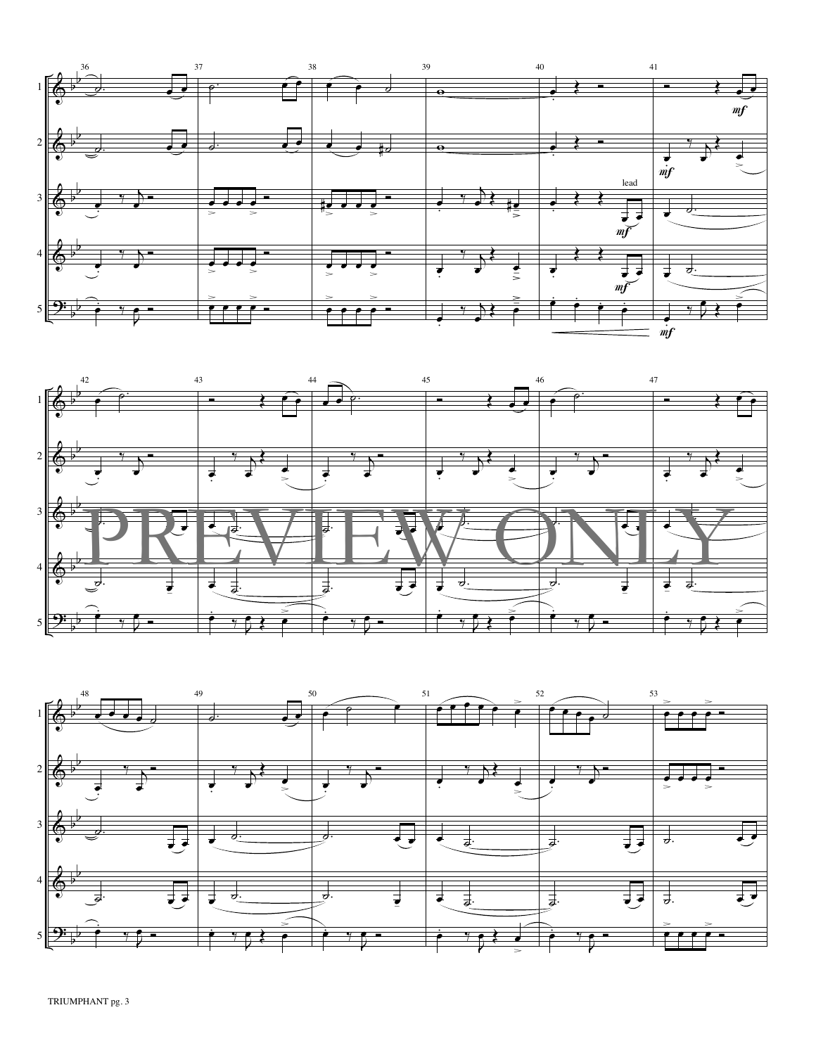PREVIEW ONLY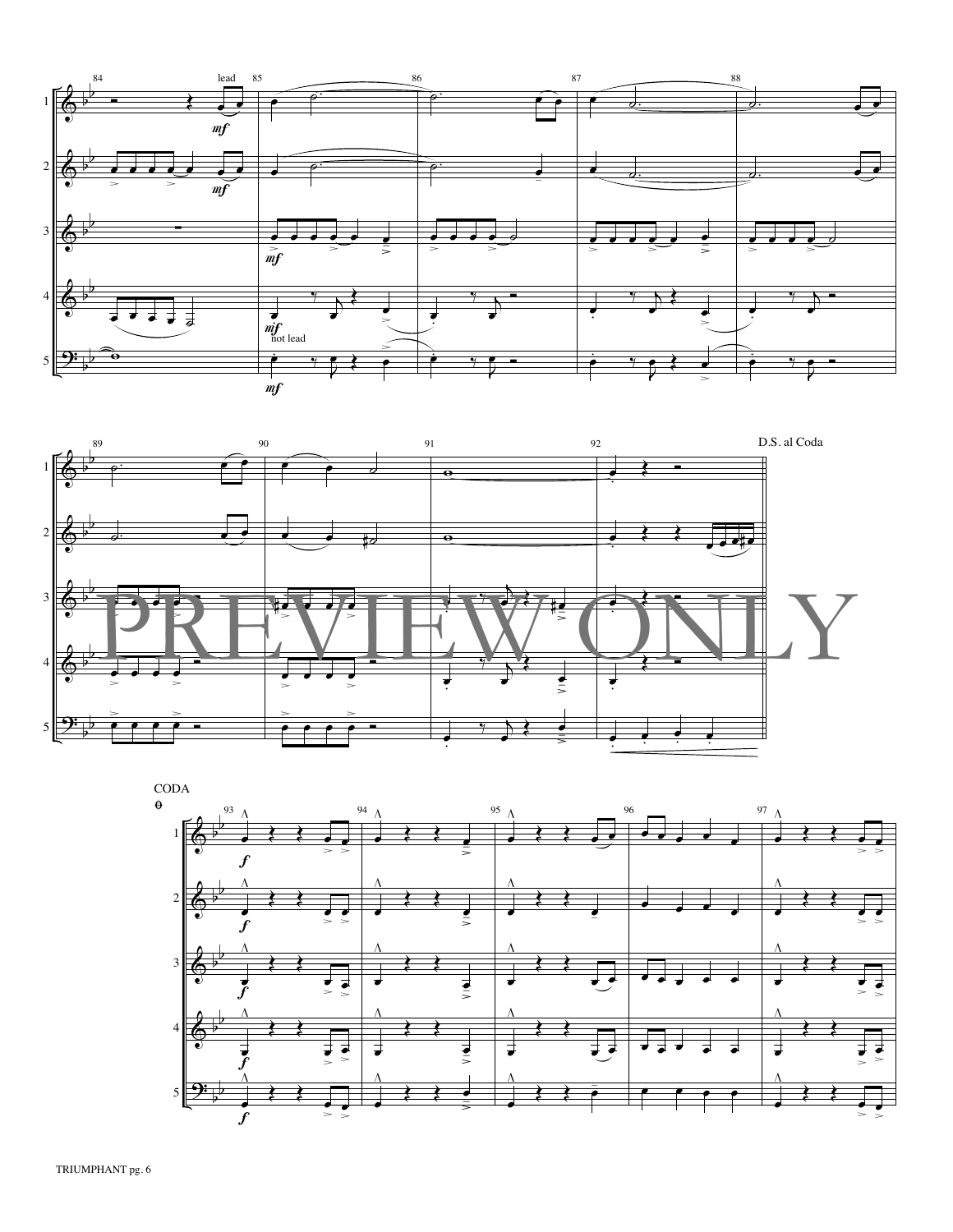D.S. al Coda

CODA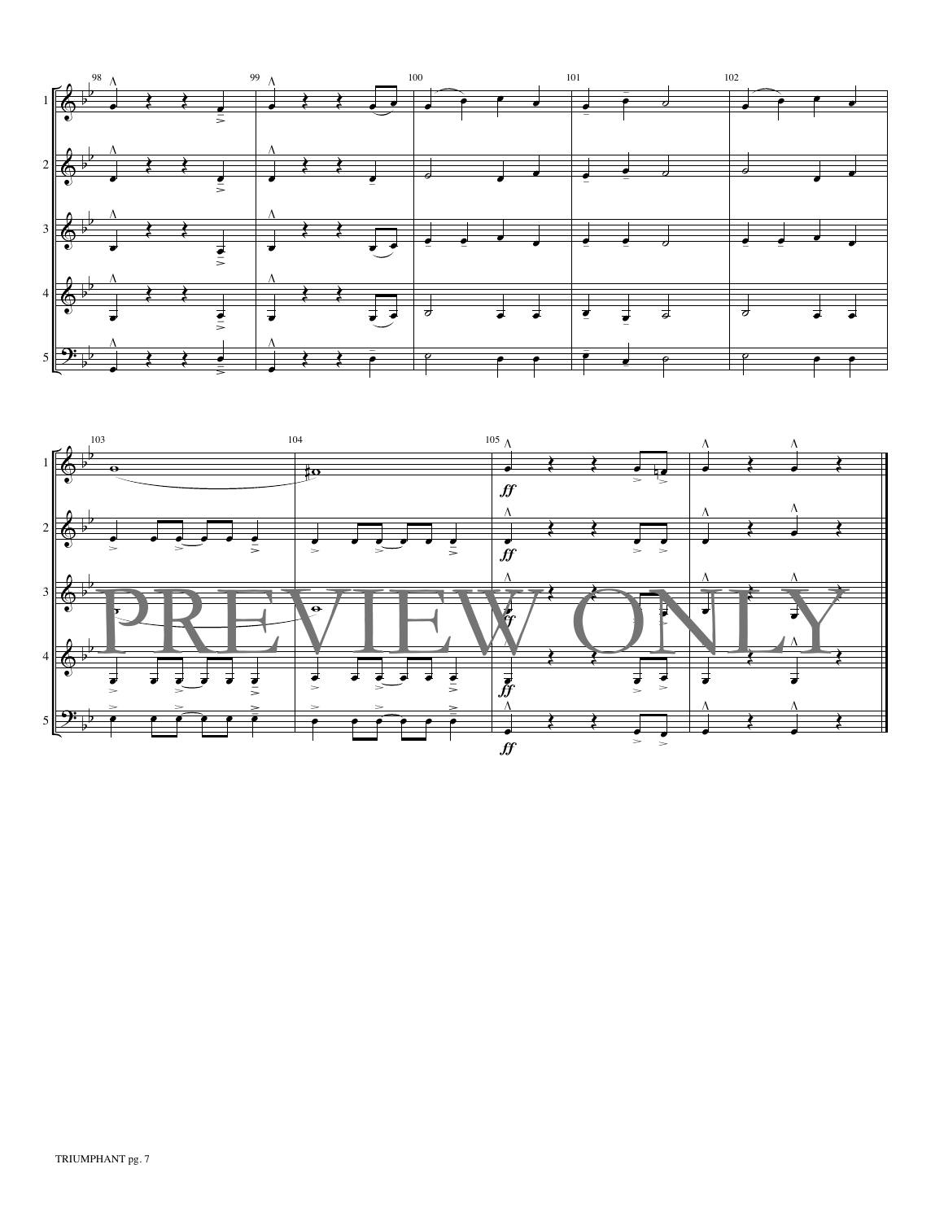PREVIEW ONLY